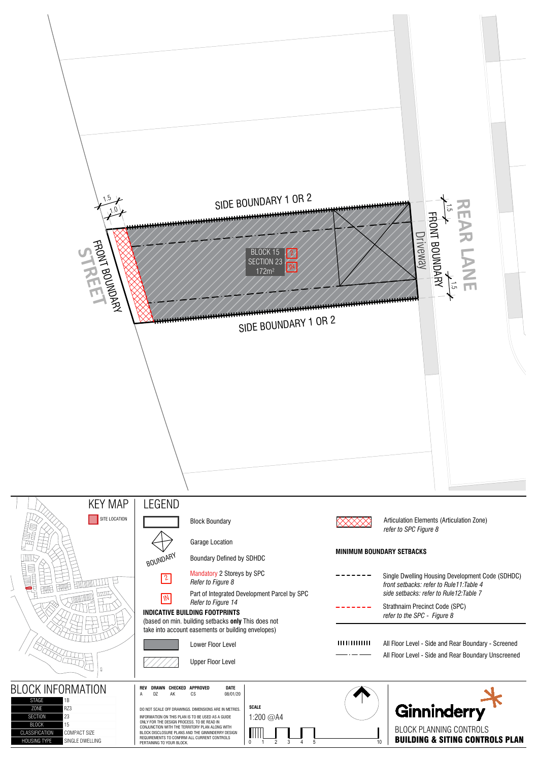SIDE BOUNDARY 1 OR 2

FRONT BOUNDARY

STREET

1.5

1.0

BLOCK 15
SECTION 23
172m²

2

IN

SIDE BOUNDARY 1 OR 2

Driveway

FRONT BOUNDARY

REAR LANE

1.5

1.5

## KEY MAP

SITE LOCATION

## LEGEND

Block Boundary

Garage Location

BOUNDARY — Boundary Defined by SDHDC

2 — Mandatory 2 Storeys by SPC
*Refer to Figure 8*

IN — Part of Integrated Development Parcel by SPC
*Refer to Figure 14*

**INDICATIVE BUILDING FOOTPRINTS**
(based on min. building setbacks **only** This does not take into account easements or building envelopes)

Lower Floor Level

Upper Floor Level

Articulation Elements (Articulation Zone)
*refer to SPC Figure 8*

**MINIMUM BOUNDARY SETBACKS**

Single Dwelling Housing Development Code (SDHDC)
*front setbacks: refer to Rule11:Table 4*
*side setbacks: refer to Rule12:Table 7*

Strathnairn Precinct Code (SPC)
*refer to the SPC - Figure 8*

All Floor Level - Side and Rear Boundary - Screened

All Floor Level - Side and Rear Boundary Unscreened

## BLOCK INFORMATION

| | |
|---|---|
| STAGE | 1B |
| ZONE | RZ3 |
| SECTION | 23 |
| BLOCK | 15 |
| CLASSIFICATION | COMPACT SIZE |
| HOUSING TYPE | SINGLE DWELLING |

| REV | DRAWN | CHECKED | APPROVED | DATE |
|---|---|---|---|---|
| A | DZ | AK | CS | 08/01/20 |

DO NOT SCALE OFF DRAWINGS. DIMENSIONS ARE IN METRES.

INFORMATION ON THIS PLAN IS TO BE USED AS A GUIDE ONLY FOR THE DESIGN PROCESS. TO BE READ IN CONJUNCTION WITH THE TERRITORY PLAN ALONG WITH BLOCK DISCLOSURE PLANS AND THE GINNINDERRY DESIGN REQUIREMENTS TO CONFIRM ALL CURRENT CONTROLS PERTAINING TO YOUR BLOCK.

**SCALE**
1:200 @A4

0 1 2 3 4 5 10

Ginninderry

BLOCK PLANNING CONTROLS
**BUILDING & SITING CONTROLS PLAN**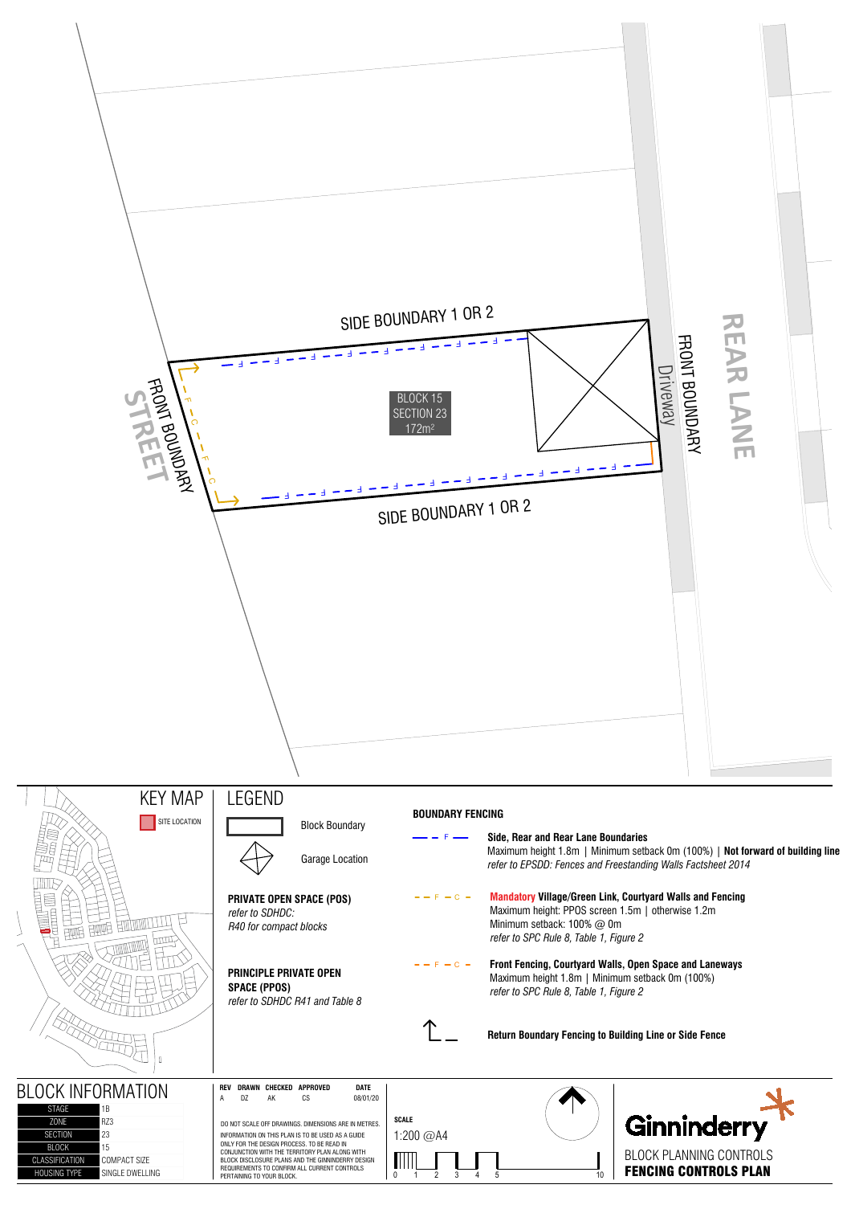SIDE BOUNDARY 1 OR 2

FRONT BOUNDARY

STREET

BLOCK 15
SECTION 23
172m²

Driveway

FRONT BOUNDARY

REAR LANE

SIDE BOUNDARY 1 OR 2

## KEY MAP

SITE LOCATION

## LEGEND

Block Boundary

Garage Location

**PRIVATE OPEN SPACE (POS)**
*refer to SDHDC:*
*R40 for compact blocks*

**PRINCIPLE PRIVATE OPEN SPACE (PPOS)**
*refer to SDHDC R41 and Table 8*

**BOUNDARY FENCING**

**Side, Rear and Rear Lane Boundaries**
Maximum height 1.8m | Minimum setback 0m (100%) | **Not forward of building line**
*refer to EPSDD: Fences and Freestanding Walls Factsheet 2014*

**Mandatory Village/Green Link, Courtyard Walls and Fencing**
Maximum height: PPOS screen 1.5m | otherwise 1.2m
Minimum setback: 100% @ 0m
*refer to SPC Rule 8, Table 1, Figure 2*

**Front Fencing, Courtyard Walls, Open Space and Laneways**
Maximum height 1.8m | Minimum setback 0m (100%)
*refer to SPC Rule 8, Table 1, Figure 2*

**Return Boundary Fencing to Building Line or Side Fence**

## BLOCK INFORMATION

| | |
|---|---|
| STAGE | 1B |
| ZONE | RZ3 |
| SECTION | 23 |
| BLOCK | 15 |
| CLASSIFICATION | COMPACT SIZE |
| HOUSING TYPE | SINGLE DWELLING |

| REV | DRAWN | CHECKED | APPROVED | DATE |
|---|---|---|---|---|
| A | DZ | AK | CS | 08/01/20 |

DO NOT SCALE OFF DRAWINGS. DIMENSIONS ARE IN METRES.
INFORMATION ON THIS PLAN IS TO BE USED AS A GUIDE ONLY FOR THE DESIGN PROCESS. TO BE READ IN CONJUNCTION WITH THE TERRITORY PLAN ALONG WITH BLOCK DISCLOSURE PLANS AND THE GINNINDERRY DESIGN REQUIREMENTS TO CONFIRM ALL CURRENT CONTROLS PERTAINING TO YOUR BLOCK.

**SCALE**
1:200 @A4

0 1 2 3 4 5 10

Ginninderry

BLOCK PLANNING CONTROLS
**FENCING CONTROLS PLAN**